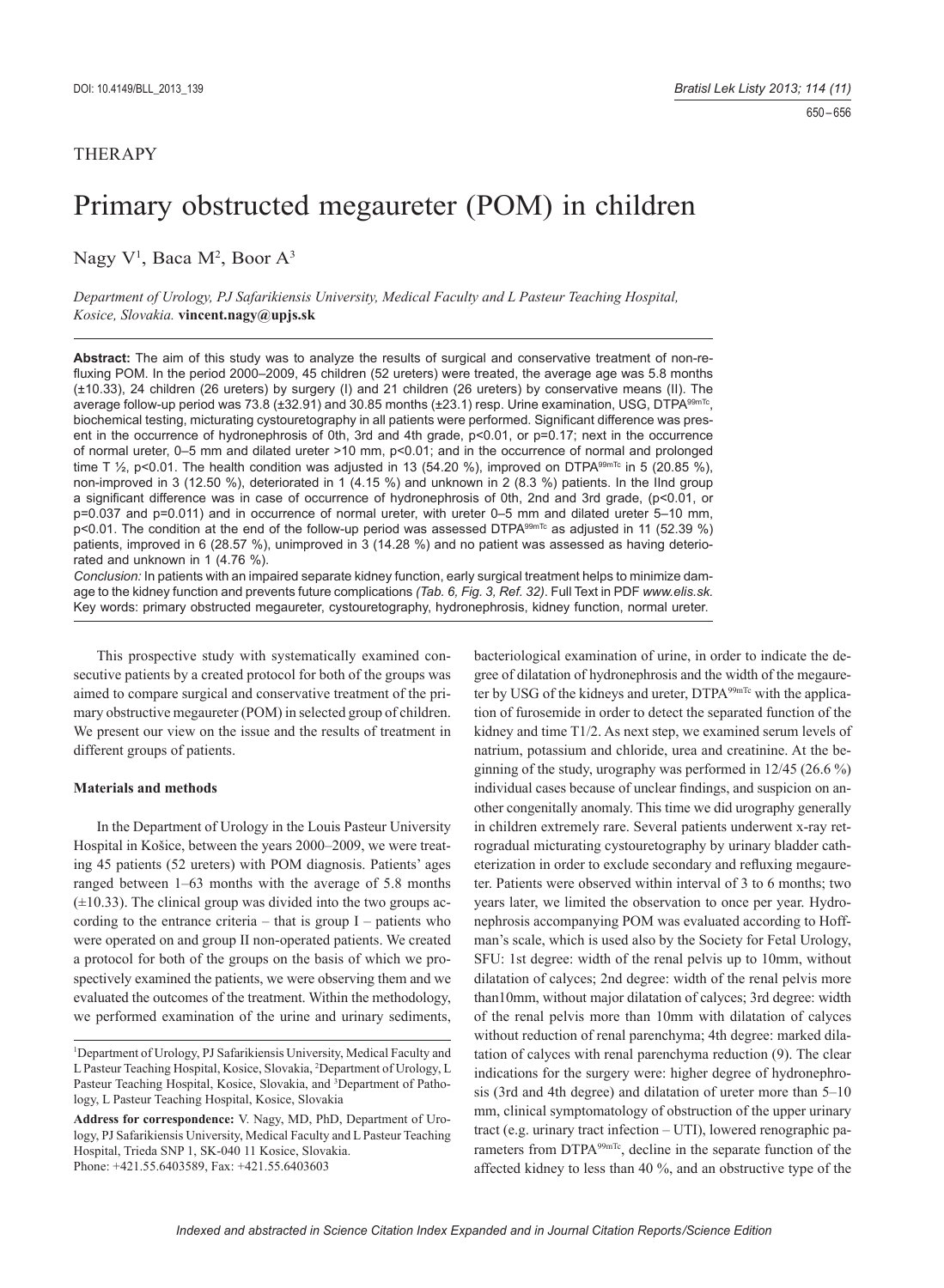THERAPY

# Primary obstructed megaureter (POM) in children

Nagy V[1], Baca M[2], Boor A[3]

*Department of Urology, PJ Safarikiensis University, Medical Faculty and L Pasteur Teaching Hospital, Kosice, Slovakia.* **vincent.nagy@upjs.sk**

**Abstract:** The aim of this study was to analyze the results of surgical and conservative treatment of non-refluxing POM. In the period 2000–2009, 45 children (52 ureters) were treated, the average age was 5.8 months (±10.33), 24 children (26 ureters) by surgery (I) and 21 children (26 ureters) by conservative means (II). The average follow-up period was 73.8 (±32.91) and 30.85 months (±23.1) resp. Urine examination, USG, DTPA$^{99mTc}$, biochemical testing, micturating cystouretography in all patients were performed. Significant difference was present in the occurrence of hydronephrosis of 0th, 3rd and 4th grade, p<0.01, or p=0.17; next in the occurrence of normal ureter, 0–5 mm and dilated ureter >10 mm, p<0.01; and in the occurrence of normal and prolonged time T ½, p<0.01. The health condition was adjusted in 13 (54.20 %), improved on DTPA$^{99mTc}$ in 5 (20.85 %), non-improved in 3 (12.50 %), deteriorated in 1 (4.15 %) and unknown in 2 (8.3 %) patients. In the IInd group a significant difference was in case of occurrence of hydronephrosis of 0th, 2nd and 3rd grade, (p<0.01, or p=0.037 and p=0.011) and in occurrence of normal ureter, with ureter 0–5 mm and dilated ureter 5–10 mm, p<0.01. The condition at the end of the follow-up period was assessed DTPA$^{99mTc}$ as adjusted in 11 (52.39 %) patients, improved in 6 (28.57 %), unimproved in 3 (14.28 %) and no patient was assessed as having deteriorated and unknown in 1 (4.76 %).

*Conclusion:* In patients with an impaired separate kidney function, early surgical treatment helps to minimize damage to the kidney function and prevents future complications *(Tab. 6, Fig. 3, Ref. 32)*. Full Text in PDF *www.elis.sk.*

Key words: primary obstructed megaureter, cystouretography, hydronephrosis, kidney function, normal ureter.

This prospective study with systematically examined consecutive patients by a created protocol for both of the groups was aimed to compare surgical and conservative treatment of the primary obstructive megaureter (POM) in selected group of children. We present our view on the issue and the results of treatment in different groups of patients.

### Materials and methods

In the Department of Urology in the Louis Pasteur University Hospital in Košice, between the years 2000–2009, we were treating 45 patients (52 ureters) with POM diagnosis. Patients' ages ranged between 1–63 months with the average of 5.8 months (±10.33). The clinical group was divided into the two groups according to the entrance criteria – that is group I – patients who were operated on and group II non-operated patients. We created a protocol for both of the groups on the basis of which we prospectively examined the patients, we were observing them and we evaluated the outcomes of the treatment. Within the methodology, we performed examination of the urine and urinary sediments, bacteriological examination of urine, in order to indicate the degree of dilatation of hydronephrosis and the width of the megaureter by USG of the kidneys and ureter, DTPA$^{99mTc}$ with the application of furosemide in order to detect the separated function of the kidney and time T1/2. As next step, we examined serum levels of natrium, potassium and chloride, urea and creatinine. At the beginning of the study, urography was performed in 12/45 (26.6 %) individual cases because of unclear findings, and suspicion on another congenitally anomaly. This time we did urography generally in children extremely rare. Several patients underwent x-ray retrogradual micturating cystouretography by urinary bladder catheterization in order to exclude secondary and refluxing megaureter. Patients were observed within interval of 3 to 6 months; two years later, we limited the observation to once per year. Hydronephrosis accompanying POM was evaluated according to Hoffman's scale, which is used also by the Society for Fetal Urology, SFU: 1st degree: width of the renal pelvis up to 10mm, without dilatation of calyces; 2nd degree: width of the renal pelvis more than10mm, without major dilatation of calyces; 3rd degree: width of the renal pelvis more than 10mm with dilatation of calyces without reduction of renal parenchyma; 4th degree: marked dilatation of calyces with renal parenchyma reduction (9). The clear indications for the surgery were: higher degree of hydronephrosis (3rd and 4th degree) and dilatation of ureter more than 5–10 mm, clinical symptomatology of obstruction of the upper urinary tract (e.g. urinary tract infection – UTI), lowered renographic parameters from DTPA$^{99mTc}$, decline in the separate function of the affected kidney to less than 40 %, and an obstructive type of the

[1]Department of Urology, PJ Safarikiensis University, Medical Faculty and L Pasteur Teaching Hospital, Kosice, Slovakia, [2]Department of Urology, L Pasteur Teaching Hospital, Kosice, Slovakia, and [3]Department of Pathology, L Pasteur Teaching Hospital, Kosice, Slovakia

**Address for correspondence:** V. Nagy, MD, PhD, Department of Urology, PJ Safarikiensis University, Medical Faculty and L Pasteur Teaching Hospital, Trieda SNP 1, SK-040 11 Kosice, Slovakia.
Phone: +421.55.6403589, Fax: +421.55.6403603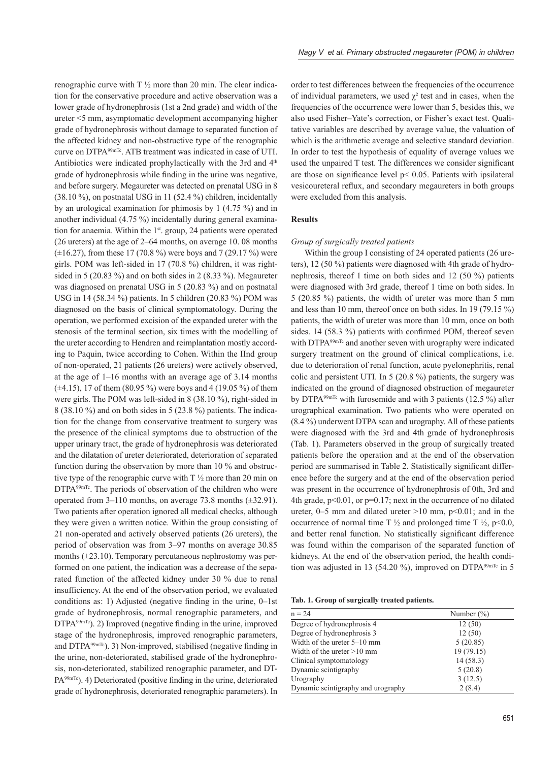renographic curve with T ½ more than 20 min. The clear indication for the conservative procedure and active observation was a lower grade of hydronephrosis (1st a 2nd grade) and width of the ureter <5 mm, asymptomatic development accompanying higher grade of hydronephrosis without damage to separated function of the affected kidney and non-obstructive type of the renographic curve on DTPA[99mTc]. ATB treatment was indicated in case of UTI. Antibiotics were indicated prophylactically with the 3rd and 4[th] grade of hydronephrosis while finding in the urine was negative, and before surgery. Megaureter was detected on prenatal USG in 8 (38.10 %), on postnatal USG in 11 (52.4 %) children, incidentally by an urological examination for phimosis by 1 (4.75 %) and in another individual (4.75 %) incidentally during general examination for anaemia. Within the 1[st]. group, 24 patients were operated (26 ureters) at the age of 2–64 months, on average 10. 08 months (±16.27), from these 17 (70.8 %) were boys and 7 (29.17 %) were girls. POM was left-sided in 17 (70.8 %) children, it was right-sided in 5 (20.83 %) and on both sides in 2 (8.33 %). Megaureter was diagnosed on prenatal USG in 5 (20.83 %) and on postnatal USG in 14 (58.34 %) patients. In 5 children (20.83 %) POM was diagnosed on the basis of clinical symptomatology. During the operation, we performed excision of the expanded ureter with the stenosis of the terminal section, six times with the modelling of the ureter according to Hendren and reimplantation mostly according to Paquin, twice according to Cohen. Within the IInd group of non-operated, 21 patients (26 ureters) were actively observed, at the age of 1–16 months with an average age of 3.14 months (±4.15), 17 of them (80.95 %) were boys and 4 (19.05 %) of them were girls. The POM was left-sided in 8 (38.10 %), right-sided in 8 (38.10 %) and on both sides in 5 (23.8 %) patients. The indication for the change from conservative treatment to surgery was the presence of the clinical symptoms due to obstruction of the upper urinary tract, the grade of hydronephrosis was deteriorated and the dilatation of ureter deteriorated, deterioration of separated function during the observation by more than 10 % and obstructive type of the renographic curve with T ½ more than 20 min on DTPA[99mTc]. The periods of observation of the children who were operated from 3–110 months, on average 73.8 months (±32.91). Two patients after operation ignored all medical checks, although they were given a written notice. Within the group consisting of 21 non-operated and actively observed patients (26 ureters), the period of observation was from 3–97 months on average 30.85 months (±23.10). Temporary percutaneous nephrostomy was performed on one patient, the indication was a decrease of the separated function of the affected kidney under 30 % due to renal insufficiency. At the end of the observation period, we evaluated conditions as: 1) Adjusted (negative finding in the urine, 0–1st grade of hydronephrosis, normal renographic parameters, and DTPA[99mTc]). 2) Improved (negative finding in the urine, improved stage of the hydronephrosis, improved renographic parameters, and DTPA[99mTc]). 3) Non-improved, stabilised (negative finding in the urine, non-deteriorated, stabilised grade of the hydronephrosis, non-deteriorated, stabilized renographic parameter, and DTPA[99mTc]). 4) Deteriorated (positive finding in the urine, deteriorated grade of hydronephrosis, deteriorated renographic parameters). In order to test differences between the frequencies of the occurrence of individual parameters, we used $\chi^2$ test and in cases, when the frequencies of the occurrence were lower than 5, besides this, we also used Fisher–Yate's correction, or Fisher's exact test. Qualitative variables are described by average value, the valuation of which is the arithmetic average and selective standard deviation. In order to test the hypothesis of equality of average values we used the unpaired T test. The differences we consider significant are those on significance level $p < 0.05$. Patients with ipsilateral vesicoureteral reflux, and secondary megaureters in both groups were excluded from this analysis.

## Results

*Group of surgically treated patients*

Within the group I consisting of 24 operated patients (26 ureters), 12 (50 %) patients were diagnosed with 4th grade of hydronephrosis, thereof 1 time on both sides and 12 (50 %) patients were diagnosed with 3rd grade, thereof 1 time on both sides. In 5 (20.85 %) patients, the width of ureter was more than 5 mm and less than 10 mm, thereof once on both sides. In 19 (79.15 %) patients, the width of ureter was more than 10 mm, once on both sides. 14 (58.3 %) patients with confirmed POM, thereof seven with DTPA[99mTc] and another seven with urography were indicated surgery treatment on the ground of clinical complications, i.e. due to deterioration of renal function, acute pyelonephritis, renal colic and persistent UTI. In 5 (20.8 %) patients, the surgery was indicated on the ground of diagnosed obstruction of megaureter by DTPA[99mTc] with furosemide and with 3 patients (12.5 %) after urographical examination. Two patients who were operated on (8.4 %) underwent DTPA scan and urography. All of these patients were diagnosed with the 3rd and 4th grade of hydronephrosis (Tab. 1). Parameters observed in the group of surgically treated patients before the operation and at the end of the observation period are summarised in Table 2. Statistically significant difference before the surgery and at the end of the observation period was present in the occurrence of hydronephrosis of 0th, 3rd and 4th grade, $p<0.01$, or $p=0.17$; next in the occurrence of no dilated ureter, 0–5 mm and dilated ureter >10 mm, $p<0.01$; and in the occurrence of normal time T ½ and prolonged time T ½, $p<0.0$, and better renal function. No statistically significant difference was found within the comparison of the separated function of kidneys. At the end of the observation period, the health condition was adjusted in 13 (54.20 %), improved on DTPA[99mTc] in 5

**Tab. 1. Group of surgically treated patients.**

| n = 24 | Number (%) |
|---|---|
| Degree of hydronephrosis 4 | 12 (50) |
| Degree of hydronephrosis 3 | 12 (50) |
| Width of the ureter 5–10 mm | 5 (20.85) |
| Width of the ureter >10 mm | 19 (79.15) |
| Clinical symptomatology | 14 (58.3) |
| Dynamic scintigraphy | 5 (20.8) |
| Urography | 3 (12.5) |
| Dynamic scintigraphy and urography | 2 (8.4) |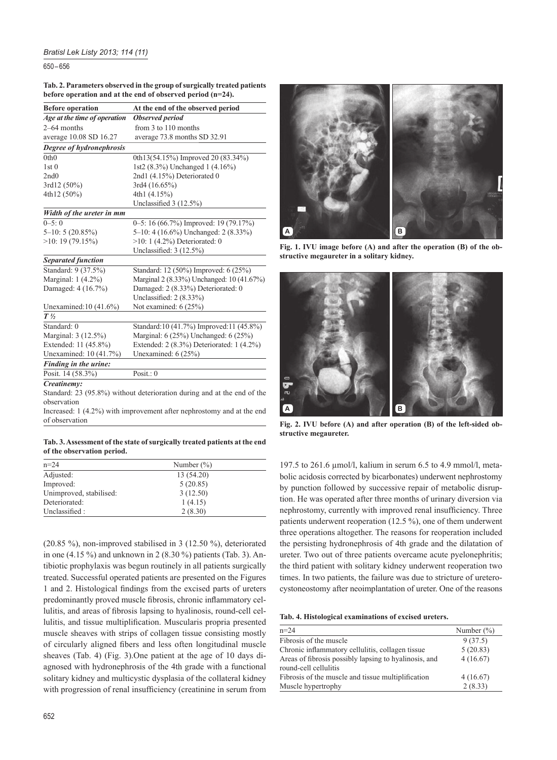**Tab. 2. Parameters observed in the group of surgically treated patients before operation and at the end of observed period (n=24).**

| Before operation | At the end of the observed period |
|---|---|
| ***Age at the time of operation*** | ***Observed period*** |
| 2–64 months | from 3 to 110 months |
| average 10.08 SD 16.27 | average 73.8 months SD 32.91 |
| ***Degree of hydronephrosis*** | |
| 0th0 | 0th13(54.15%) Improved 20 (83.34%) |
| 1st 0 | 1st2 (8.3%) Unchanged 1 (4.16%) |
| 2nd0 | 2nd1 (4.15%) Deteriorated 0 |
| 3rd12 (50%) | 3rd4 (16.65%) |
| 4th12 (50%) | 4th1 (4.15%) |
| | Unclassified 3 (12.5%) |
| ***Width of the ureter in mm*** | |
| 0–5: 0 | 0–5: 16 (66.7%) Improved: 19 (79.17%) |
| 5–10: 5 (20.85%) | 5–10: 4 (16.6%) Unchanged: 2 (8.33%) |
| >10: 19 (79.15%) | >10: 1 (4.2%) Deteriorated: 0 |
| | Unclassified: 3 (12.5%) |
| ***Separated function*** | |
| Standard: 9 (37.5%) | Standard: 12 (50%) Improved: 6 (25%) |
| Marginal: 1 (4.2%) | Marginal 2 (8.33%) Unchanged: 10 (41.67%) |
| Damaged: 4 (16.7%) | Damaged: 2 (8.33%) Deteriorated: 0 |
| | Unclassified: 2 (8.33%) |
| Unexamined:10 (41.6%) | Not examined: 6 (25%) |
| ***T ½*** | |
| Standard: 0 | Standard:10 (41.7%) Improved:11 (45.8%) |
| Marginal: 3 (12.5%) | Marginal: 6 (25%) Unchanged: 6 (25%) |
| Extended: 11 (45.8%) | Extended: 2 (8.3%) Deteriorated: 1 (4.2%) |
| Unexamined: 10 (41.7%) | Unexamined: 6 (25%) |
| ***Finding in the urine:*** | |
| Posit. 14 (58.3%) | Posit.: 0 |
| ***Creatinemy:*** | |
| Standard: 23 (95.8%) without deterioration during and at the end of the observation | |
| Increased: 1 (4.2%) with improvement after nephrostomy and at the end of observation | |

**Tab. 3. Assessment of the state of surgically treated patients at the end of the observation period.**

| n=24 | Number (%) |
|---|---|
| Adjusted: | 13 (54.20) |
| Improved: | 5 (20.85) |
| Unimproved, stabilised: | 3 (12.50) |
| Deteriorated: | 1 (4.15) |
| Unclassified : | 2 (8.30) |

(20.85 %), non-improved stabilised in 3 (12.50 %), deteriorated in one (4.15 %) and unknown in 2 (8.30 %) patients (Tab. 3). Antibiotic prophylaxis was begun routinely in all patients surgically treated. Successful operated patients are presented on the Figures 1 and 2. Histological findings from the excised parts of ureters predominantly proved muscle fibrosis, chronic inflammatory cellulitis, and areas of fibrosis lapsing to hyalinosis, round-cell cellulitis, and tissue multiplification. Muscularis propria presented muscle sheaves with strips of collagen tissue consisting mostly of circularly aligned fibers and less often longitudinal muscle sheaves (Tab. 4) (Fig. 3).One patient at the age of 10 days diagnosed with hydronephrosis of the 4th grade with a functional solitary kidney and multicystic dysplasia of the collateral kidney with progression of renal insufficiency (creatinine in serum from 197.5 to 261.6 µmol/l, kalium in serum 6.5 to 4.9 mmol/l, metabolic acidosis corrected by bicarbonates) underwent nephrostomy by punction followed by successive repair of metabolic disruption. He was operated after three months of urinary diversion via nephrostomy, currently with improved renal insufficiency. Three patients underwent reoperation (12.5 %), one of them underwent three operations altogether. The reasons for reoperation included the persisting hydronephrosis of 4th grade and the dilatation of ureter. Two out of three patients overcame acute pyelonephritis; the third patient with solitary kidney underwent reoperation two times. In two patients, the failure was due to stricture of ureterocystoneostomy after neoimplantation of ureter. One of the reasons

Fig. 1. IVU image before (A) and after the operation (B) of the obstructive megaureter in a solitary kidney.

Fig. 2. IVU before (A) and after operation (B) of the left-sided obstructive megaureter.

**Tab. 4. Histological examinations of excised ureters.**

| n=24 | Number (%) |
|---|---|
| Fibrosis of the muscle | 9 (37.5) |
| Chronic inflammatory cellulitis, collagen tissue | 5 (20.83) |
| Areas of fibrosis possibly lapsing to hyalinosis, and round-cell cellulitis | 4 (16.67) |
| Fibrosis of the muscle and tissue multiplification | 4 (16.67) |
| Muscle hypertrophy | 2 (8.33) |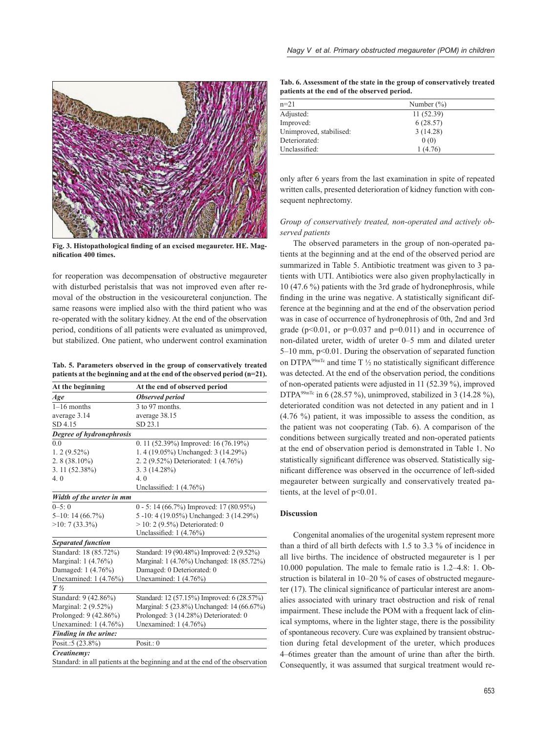Fig. 3. Histopathological finding of an excised megaureter. HE. Magnification 400 times.

for reoperation was decompensation of obstructive megaureter with disturbed peristalsis that was not improved even after removal of the obstruction in the vesicoureteral conjunction. The same reasons were implied also with the third patient who was re-operated with the solitary kidney. At the end of the observation period, conditions of all patients were evaluated as unimproved, but stabilized. One patient, who underwent control examination only after 6 years from the last examination in spite of repeated written calls, presented deterioration of kidney function with consequent nephrectomy.

**Tab. 5. Parameters observed in the group of conservatively treated patients at the beginning and at the end of the observed period (n=21).**

| At the beginning | At the end of observed period |
|---|---|
| ***Age*** | ***Observed period*** |
| 1–16 months | 3 to 97 months. |
| average 3.14 | average 38.15 |
| SD 4.15 | SD 23.1 |
| ***Degree of hydronephrosis*** | |
| 0.0 | 0. 11 (52.39%) Improved: 16 (76.19%) |
| 1. 2 (9.52%) | 1. 4 (19.05%) Unchanged: 3 (14.29%) |
| 2. 8 (38.10%) | 2. 2 (9.52%) Deteriorated: 1 (4.76%) |
| 3. 11 (52.38%) | 3. 3 (14.28%) |
| 4. 0 | 4. 0 |
| | Unclassified: 1 (4.76%) |
| ***Width of the ureter in mm*** | |
| 0–5: 0 | 0 - 5: 14 (66.7%) Improved: 17 (80.95%) |
| 5–10: 14 (66.7%) | 5 -10: 4 (19.05%) Unchanged: 3 (14.29%) |
| >10: 7 (33.3%) | > 10: 2 (9.5%) Deteriorated: 0 |
| | Unclassified: 1 (4.76%) |
| ***Separated function*** | |
| Standard: 18 (85.72%) | Standard: 19 (90.48%) Improved: 2 (9.52%) |
| Marginal: 1 (4.76%) | Marginal: 1 (4.76%) Unchanged: 18 (85.72%) |
| Damaged: 1 (4.76%) | Damaged: 0 Deteriorated: 0 |
| Unexamined: 1 (4.76%) | Unexamined: 1 (4.76%) |
| ***T ½*** | |
| Standard: 9 (42.86%) | Standard: 12 (57.15%) Improved: 6 (28.57%) |
| Marginal: 2 (9.52%) | Marginal: 5 (23.8%) Unchanged: 14 (66.67%) |
| Prolonged: 9 (42.86%) | Prolonged: 3 (14.28%) Deteriorated: 0 |
| Unexamined: 1 (4.76%) | Unexamined: 1 (4.76%) |
| ***Finding in the urine:*** | |
| Posit.:5 (23.8%) | Posit.: 0 |
| ***Creatinemy:*** | |
| Standard: in all patients at the beginning and at the end of the observation | |

**Tab. 6. Assessment of the state in the group of conservatively treated patients at the end of the observed period.**

| n=21 | Number (%) |
|---|---|
| Adjusted: | 11 (52.39) |
| Improved: | 6 (28.57) |
| Unimproved, stabilised: | 3 (14.28) |
| Deteriorated: | 0 (0) |
| Unclassified: | 1 (4.76) |

*Group of conservatively treated, non-operated and actively observed patients*

The observed parameters in the group of non-operated patients at the beginning and at the end of the observed period are summarized in Table 5. Antibiotic treatment was given to 3 patients with UTI. Antibiotics were also given prophylactically in 10 (47.6 %) patients with the 3rd grade of hydronephrosis, while finding in the urine was negative. A statistically significant difference at the beginning and at the end of the observation period was in case of occurrence of hydronephrosis of 0th, 2nd and 3rd grade ($p<0.01$, or $p=0.037$ and $p=0.011$) and in occurrence of non-dilated ureter, width of ureter 0–5 mm and dilated ureter 5–10 mm, $p<0.01$. During the observation of separated function on DTPA$^{99mTc}$ and time T ½ no statistically significant difference was detected. At the end of the observation period, the conditions of non-operated patients were adjusted in 11 (52.39 %), improved DTPA$^{99mTc}$ in 6 (28.57 %), unimproved, stabilized in 3 (14.28 %), deteriorated condition was not detected in any patient and in 1 (4.76 %) patient, it was impossible to assess the condition, as the patient was not cooperating (Tab. 6). A comparison of the conditions between surgically treated and non-operated patients at the end of observation period is demonstrated in Table 1. No statistically significant difference was observed. Statistically significant difference was observed in the occurrence of left-sided megaureter between surgically and conservatively treated patients, at the level of $p<0.01$.

## Discussion

Congenital anomalies of the urogenital system represent more than a third of all birth defects with 1.5 to 3.3 % of incidence in all live births. The incidence of obstructed megaureter is 1 per 10.000 population. The male to female ratio is 1.2–4.8: 1. Obstruction is bilateral in 10–20 % of cases of obstructed megaureter (17). The clinical significance of particular interest are anomalies associated with urinary tract obstruction and risk of renal impairment. These include the POM with a frequent lack of clinical symptoms, where in the lighter stage, there is the possibility of spontaneous recovery. Cure was explained by transient obstruction during fetal development of the ureter, which produces 4–6times greater than the amount of urine than after the birth. Consequently, it was assumed that surgical treatment would re-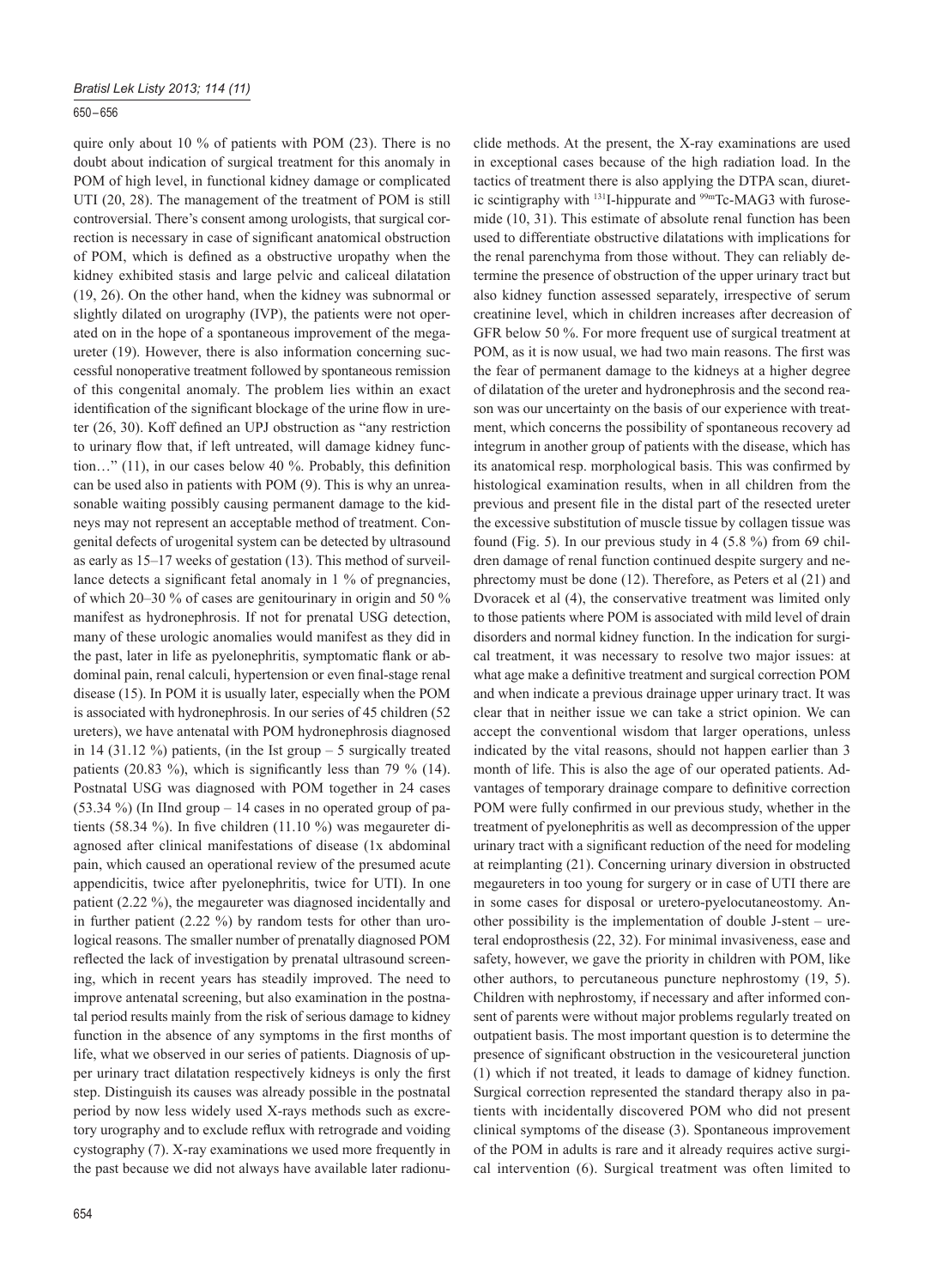quire only about 10 % of patients with POM (23). There is no doubt about indication of surgical treatment for this anomaly in POM of high level, in functional kidney damage or complicated UTI (20, 28). The management of the treatment of POM is still controversial. There's consent among urologists, that surgical correction is necessary in case of significant anatomical obstruction of POM, which is defined as a obstructive uropathy when the kidney exhibited stasis and large pelvic and caliceal dilatation (19, 26). On the other hand, when the kidney was subnormal or slightly dilated on urography (IVP), the patients were not operated on in the hope of a spontaneous improvement of the megaureter (19). However, there is also information concerning successful nonoperative treatment followed by spontaneous remission of this congenital anomaly. The problem lies within an exact identification of the significant blockage of the urine flow in ureter (26, 30). Koff defined an UPJ obstruction as "any restriction to urinary flow that, if left untreated, will damage kidney function…" (11), in our cases below 40 %. Probably, this definition can be used also in patients with POM (9). This is why an unreasonable waiting possibly causing permanent damage to the kidneys may not represent an acceptable method of treatment. Congenital defects of urogenital system can be detected by ultrasound as early as 15–17 weeks of gestation (13). This method of surveillance detects a significant fetal anomaly in 1 % of pregnancies, of which 20–30 % of cases are genitourinary in origin and 50 % manifest as hydronephrosis. If not for prenatal USG detection, many of these urologic anomalies would manifest as they did in the past, later in life as pyelonephritis, symptomatic flank or abdominal pain, renal calculi, hypertension or even final-stage renal disease (15). In POM it is usually later, especially when the POM is associated with hydronephrosis. In our series of 45 children (52 ureters), we have antenatal with POM hydronephrosis diagnosed in 14 (31.12 %) patients, (in the Ist group – 5 surgically treated patients (20.83 %), which is significantly less than 79 % (14). Postnatal USG was diagnosed with POM together in 24 cases (53.34 %) (In IInd group – 14 cases in no operated group of patients (58.34 %). In five children (11.10 %) was megaureter diagnosed after clinical manifestations of disease (1x abdominal pain, which caused an operational review of the presumed acute appendicitis, twice after pyelonephritis, twice for UTI). In one patient (2.22 %), the megaureter was diagnosed incidentally and in further patient (2.22 %) by random tests for other than urological reasons. The smaller number of prenatally diagnosed POM reflected the lack of investigation by prenatal ultrasound screening, which in recent years has steadily improved. The need to improve antenatal screening, but also examination in the postnatal period results mainly from the risk of serious damage to kidney function in the absence of any symptoms in the first months of life, what we observed in our series of patients. Diagnosis of upper urinary tract dilatation respectively kidneys is only the first step. Distinguish its causes was already possible in the postnatal period by now less widely used X-rays methods such as excretory urography and to exclude reflux with retrograde and voiding cystography (7). X-ray examinations we used more frequently in the past because we did not always have available later radionuclide methods. At the present, the X-ray examinations are used in exceptional cases because of the high radiation load. In the tactics of treatment there is also applying the DTPA scan, diuretic scintigraphy with $^{131}$I-hippurate and $^{99m}$Tc-MAG3 with furosemide (10, 31). This estimate of absolute renal function has been used to differentiate obstructive dilatations with implications for the renal parenchyma from those without. They can reliably determine the presence of obstruction of the upper urinary tract but also kidney function assessed separately, irrespective of serum creatinine level, which in children increases after decrease of GFR below 50 %. For more frequent use of surgical treatment at POM, as it is now usual, we had two main reasons. The first was the fear of permanent damage to the kidneys at a higher degree of dilatation of the ureter and hydronephrosis and the second reason was our uncertainty on the basis of our experience with treatment, which concerns the possibility of spontaneous recovery ad integrum in another group of patients with the disease, which has its anatomical resp. morphological basis. This was confirmed by histological examination results, when in all children from the previous and present file in the distal part of the resected ureter the excessive substitution of muscle tissue by collagen tissue was found (Fig. 5). In our previous study in 4 (5.8 %) from 69 children damage of renal function continued despite surgery and nephrectomy must be done (12). Therefore, as Peters et al (21) and Dvoracek et al (4), the conservative treatment was limited only to those patients where POM is associated with mild level of drain disorders and normal kidney function. In the indication for surgical treatment, it was necessary to resolve two major issues: at what age make a definitive treatment and surgical correction POM and when indicate a previous drainage upper urinary tract. It was clear that in neither issue we can take a strict opinion. We can accept the conventional wisdom that larger operations, unless indicated by the vital reasons, should not happen earlier than 3 month of life. This is also the age of our operated patients. Advantages of temporary drainage compare to definitive correction POM were fully confirmed in our previous study, whether in the treatment of pyelonephritis as well as decompression of the upper urinary tract with a significant reduction of the need for modeling at reimplanting (21). Concerning urinary diversion in obstructed megaureters in too young for surgery or in case of UTI there are in some cases for disposal or uretero-pyelocutaneostomy. Another possibility is the implementation of double J-stent – ureteral endoprosthesis (22, 32). For minimal invasiveness, ease and safety, however, we gave the priority in children with POM, like other authors, to percutaneous puncture nephrostomy (19, 5). Children with nephrostomy, if necessary and after informed consent of parents were without major problems regularly treated on outpatient basis. The most important question is to determine the presence of significant obstruction in the vesicoureteral junction (1) which if not treated, it leads to damage of kidney function. Surgical correction represented the standard therapy also in patients with incidentally discovered POM who did not present clinical symptoms of the disease (3). Spontaneous improvement of the POM in adults is rare and it already requires active surgical intervention (6). Surgical treatment was often limited to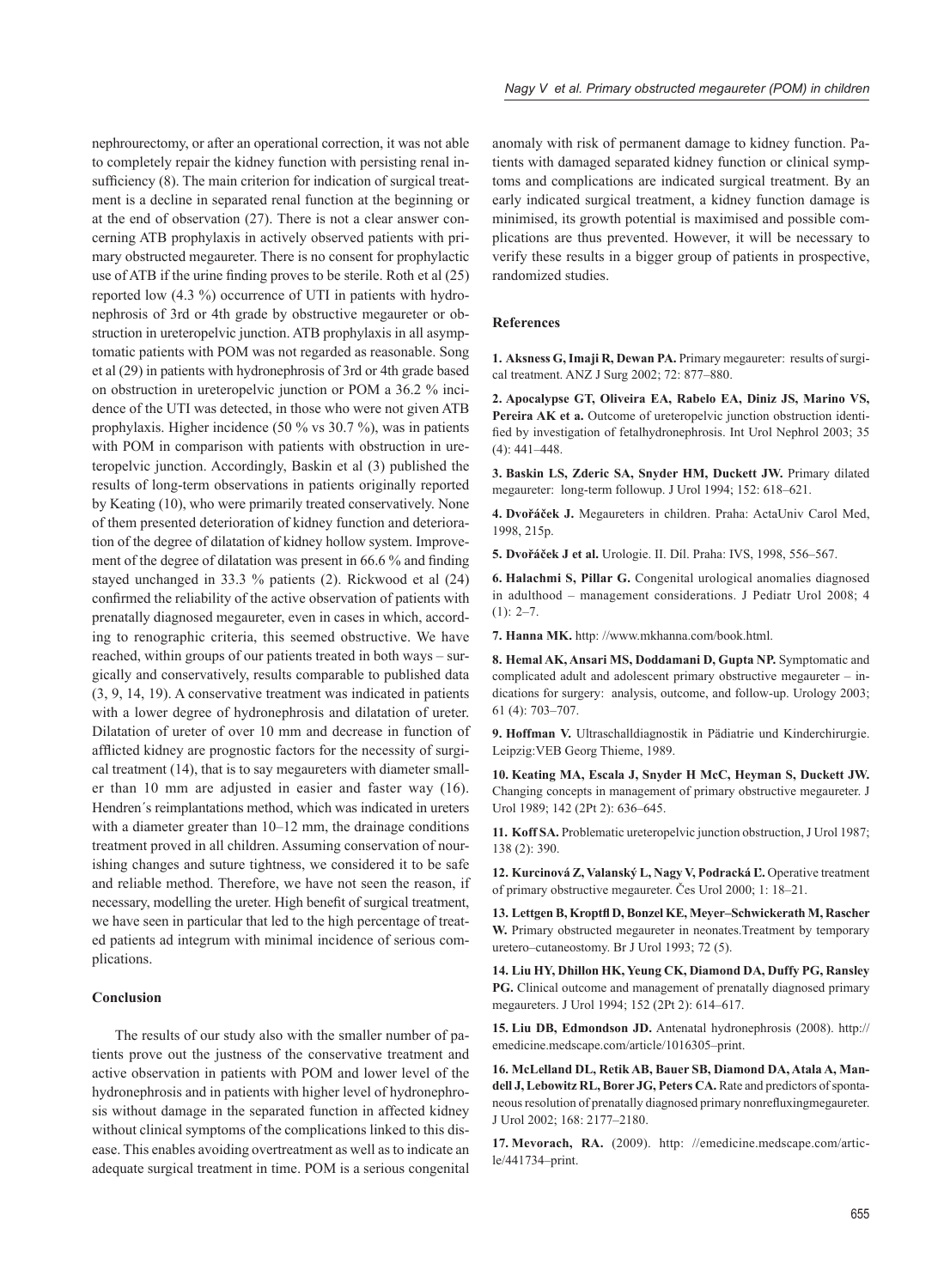nephrourectomy, or after an operational correction, it was not able to completely repair the kidney function with persisting renal insufficiency (8). The main criterion for indication of surgical treatment is a decline in separated renal function at the beginning or at the end of observation (27). There is not a clear answer concerning ATB prophylaxis in actively observed patients with primary obstructed megaureter. There is no consent for prophylactic use of ATB if the urine finding proves to be sterile. Roth et al (25) reported low (4.3 %) occurrence of UTI in patients with hydronephrosis of 3rd or 4th grade by obstructive megaureter or obstruction in ureteropelvic junction. ATB prophylaxis in all asymptomatic patients with POM was not regarded as reasonable. Song et al (29) in patients with hydronephrosis of 3rd or 4th grade based on obstruction in ureteropelvic junction or POM a 36.2 % incidence of the UTI was detected, in those who were not given ATB prophylaxis. Higher incidence (50 % vs 30.7 %), was in patients with POM in comparison with patients with obstruction in ureteropelvic junction. Accordingly, Baskin et al (3) published the results of long-term observations in patients originally reported by Keating (10), who were primarily treated conservatively. None of them presented deterioration of kidney function and deterioration of the degree of dilatation of kidney hollow system. Improvement of the degree of dilatation was present in 66.6 % and finding stayed unchanged in 33.3 % patients (2). Rickwood et al (24) confirmed the reliability of the active observation of patients with prenatally diagnosed megaureter, even in cases in which, according to renographic criteria, this seemed obstructive. We have reached, within groups of our patients treated in both ways – surgically and conservatively, results comparable to published data (3, 9, 14, 19). A conservative treatment was indicated in patients with a lower degree of hydronephrosis and dilatation of ureter. Dilatation of ureter of over 10 mm and decrease in function of afflicted kidney are prognostic factors for the necessity of surgical treatment (14), that is to say megaureters with diameter smaller than 10 mm are adjusted in easier and faster way (16). Hendren´s reimplantations method, which was indicated in ureters with a diameter greater than 10–12 mm, the drainage conditions treatment proved in all children. Assuming conservation of nourishing changes and suture tightness, we considered it to be safe and reliable method. Therefore, we have not seen the reason, if necessary, modelling the ureter. High benefit of surgical treatment, we have seen in particular that led to the high percentage of treated patients ad integrum with minimal incidence of serious complications.

## Conclusion

The results of our study also with the smaller number of patients prove out the justness of the conservative treatment and active observation in patients with POM and lower level of the hydronephrosis and in patients with higher level of hydronephrosis without damage in the separated function in affected kidney without clinical symptoms of the complications linked to this disease. This enables avoiding overtreatment as well as to indicate an adequate surgical treatment in time. POM is a serious congenital anomaly with risk of permanent damage to kidney function. Patients with damaged separated kidney function or clinical symptoms and complications are indicated surgical treatment. By an early indicated surgical treatment, a kidney function damage is minimised, its growth potential is maximised and possible complications are thus prevented. However, it will be necessary to verify these results in a bigger group of patients in prospective, randomized studies.

## References

**1. Aksness G, Imaji R, Dewan PA.** Primary megaureter: results of surgical treatment. ANZ J Surg 2002; 72: 877–880.

**2. Apocalypse GT, Oliveira EA, Rabelo EA, Diniz JS, Marino VS, Pereira AK et a.** Outcome of ureteropelvic junction obstruction identified by investigation of fetalhydronephrosis. Int Urol Nephrol 2003; 35 (4): 441–448.

**3. Baskin LS, Zderic SA, Snyder HM, Duckett JW.** Primary dilated megaureter: long-term followup. J Urol 1994; 152: 618–621.

**4. Dvořáček J.** Megaureters in children. Praha: ActaUniv Carol Med, 1998, 215p.

**5. Dvořáček J et al.** Urologie. II. Díl. Praha: IVS, 1998, 556–567.

**6. Halachmi S, Pillar G.** Congenital urological anomalies diagnosed in adulthood – management considerations. J Pediatr Urol 2008; 4 (1): 2–7.

**7. Hanna MK.** http: //www.mkhanna.com/book.html.

**8. Hemal AK, Ansari MS, Doddamani D, Gupta NP.** Symptomatic and complicated adult and adolescent primary obstructive megaureter – indications for surgery: analysis, outcome, and follow-up. Urology 2003; 61 (4): 703–707.

**9. Hoffman V.** Ultraschalldiagnostik in Pädiatrie und Kinderchirurgie. Leipzig:VEB Georg Thieme, 1989.

**10. Keating MA, Escala J, Snyder H McC, Heyman S, Duckett JW.** Changing concepts in management of primary obstructive megaureter. J Urol 1989; 142 (2Pt 2): 636–645.

**11. Koff SA.** Problematic ureteropelvic junction obstruction, J Urol 1987; 138 (2): 390.

**12. Kurcinová Z, Valanský L, Nagy V, Podracká Ľ.** Operative treatment of primary obstructive megaureter. Čes Urol 2000; 1: 18–21.

**13. Lettgen B, Kroptfl D, Bonzel KE, Meyer–Schwickerath M, Rascher W.** Primary obstructed megaureter in neonates.Treatment by temporary uretero–cutaneostomy. Br J Urol 1993; 72 (5).

**14. Liu HY, Dhillon HK, Yeung CK, Diamond DA, Duffy PG, Ransley PG.** Clinical outcome and management of prenatally diagnosed primary megaureters. J Urol 1994; 152 (2Pt 2): 614–617.

**15. Liu DB, Edmondson JD.** Antenatal hydronephrosis (2008). http:// emedicine.medscape.com/article/1016305–print.

**16. McLelland DL, Retik AB, Bauer SB, Diamond DA, Atala A, Mandell J, Lebowitz RL, Borer JG, Peters CA.** Rate and predictors of spontaneous resolution of prenatally diagnosed primary nonrefluxingmegaureter. J Urol 2002; 168: 2177–2180.

**17. Mevorach, RA.** (2009). http: //emedicine.medscape.com/article/441734–print.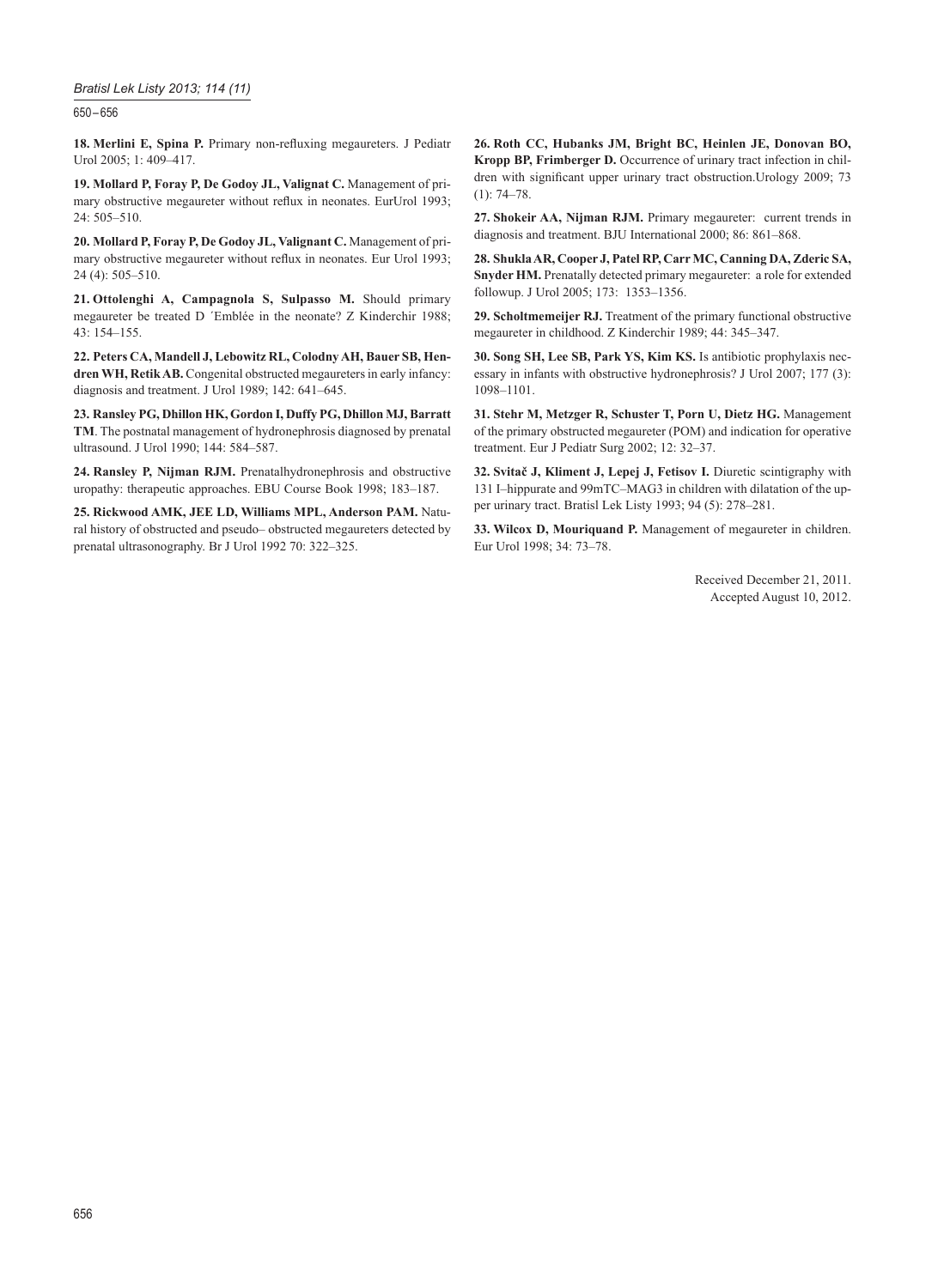**18. Merlini E, Spina P.** Primary non-refluxing megaureters. J Pediatr Urol 2005; 1: 409–417.

**19. Mollard P, Foray P, De Godoy JL, Valignat C.** Management of primary obstructive megaureter without reflux in neonates. EurUrol 1993; 24: 505–510.

**20. Mollard P, Foray P, De Godoy JL, Valignant C.** Management of primary obstructive megaureter without reflux in neonates. Eur Urol 1993; 24 (4): 505–510.

**21. Ottolenghi A, Campagnola S, Sulpasso M.** Should primary megaureter be treated D ´Emblée in the neonate? Z Kinderchir 1988; 43: 154–155.

**22. Peters CA, Mandell J, Lebowitz RL, Colodny AH, Bauer SB, Hendren WH, Retik AB.** Congenital obstructed megaureters in early infancy: diagnosis and treatment. J Urol 1989; 142: 641–645.

**23. Ransley PG, Dhillon HK, Gordon I, Duffy PG, Dhillon MJ, Barratt TM**. The postnatal management of hydronephrosis diagnosed by prenatal ultrasound. J Urol 1990; 144: 584–587.

**24. Ransley P, Nijman RJM.** Prenatalhydronephrosis and obstructive uropathy: therapeutic approaches. EBU Course Book 1998; 183–187.

**25. Rickwood AMK, JEE LD, Williams MPL, Anderson PAM.** Natural history of obstructed and pseudo– obstructed megaureters detected by prenatal ultrasonography. Br J Urol 1992 70: 322–325.

**26. Roth CC, Hubanks JM, Bright BC, Heinlen JE, Donovan BO, Kropp BP, Frimberger D.** Occurrence of urinary tract infection in children with significant upper urinary tract obstruction.Urology 2009; 73 (1): 74–78.

**27. Shokeir AA, Nijman RJM.** Primary megaureter: current trends in diagnosis and treatment. BJU International 2000; 86: 861–868.

**28. Shukla AR, Cooper J, Patel RP, Carr MC, Canning DA, Zderic SA, Snyder HM.** Prenatally detected primary megaureter: a role for extended followup. J Urol 2005; 173: 1353–1356.

**29. Scholtmemeijer RJ.** Treatment of the primary functional obstructive megaureter in childhood. Z Kinderchir 1989; 44: 345–347.

**30. Song SH, Lee SB, Park YS, Kim KS.** Is antibiotic prophylaxis necessary in infants with obstructive hydronephrosis? J Urol 2007; 177 (3): 1098–1101.

**31. Stehr M, Metzger R, Schuster T, Porn U, Dietz HG.** Management of the primary obstructed megaureter (POM) and indication for operative treatment. Eur J Pediatr Surg 2002; 12: 32–37.

**32. Svitač J, Kliment J, Lepej J, Fetisov I.** Diuretic scintigraphy with 131 I–hippurate and 99mTC–MAG3 in children with dilatation of the upper urinary tract. Bratisl Lek Listy 1993; 94 (5): 278–281.

**33. Wilcox D, Mouriquand P.** Management of megaureter in children. Eur Urol 1998; 34: 73–78.

Received December 21, 2011.
Accepted August 10, 2012.